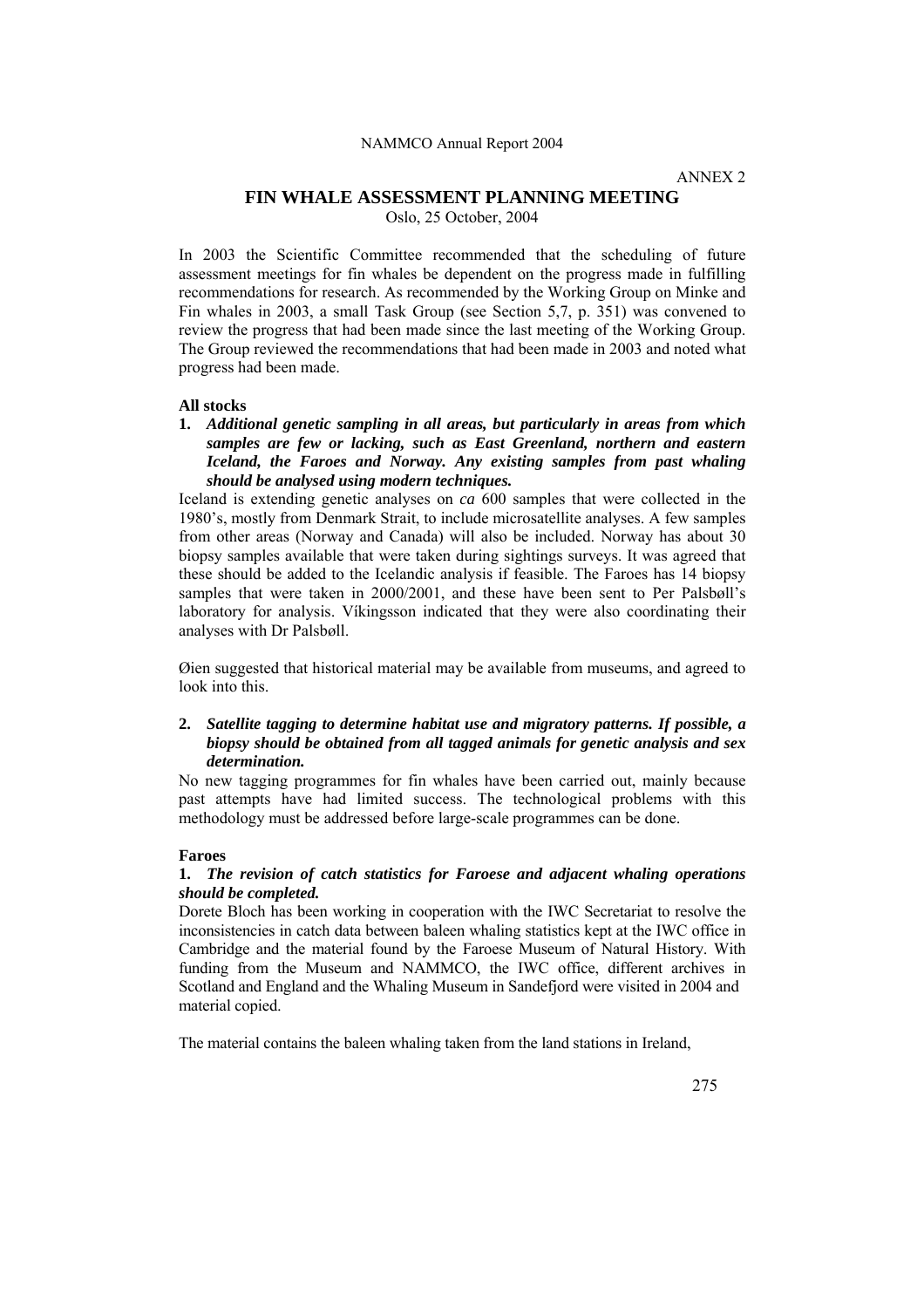ANNEX 2

# FIN WHALE ASSESSMENT PLANNING MEETING

Oslo, 25 October, 2004

In 2003 the Scientific Committee recommended that the scheduling of future assessment meetings for fin whales be dependent on the progress made in fulfilling recommendations for research. As recommended by the Working Group on Minke and Fin whales in 2003, a small Task Group (see Section 5,7, p. 351) was convened to review the progress that had been made since the last meeting of the Working Group. The Group reviewed the recommendations that had been made in 2003 and noted what progress had been made.

## All stocks

**1.** ***Additional genetic sampling in all areas, but particularly in areas from which samples are few or lacking, such as East Greenland, northern and eastern Iceland, the Faroes and Norway. Any existing samples from past whaling should be analysed using modern techniques.***

Iceland is extending genetic analyses on *ca* 600 samples that were collected in the 1980's, mostly from Denmark Strait, to include microsatellite analyses. A few samples from other areas (Norway and Canada) will also be included. Norway has about 30 biopsy samples available that were taken during sightings surveys. It was agreed that these should be added to the Icelandic analysis if feasible. The Faroes has 14 biopsy samples that were taken in 2000/2001, and these have been sent to Per Palsbøll's laboratory for analysis. Víkingsson indicated that they were also coordinating their analyses with Dr Palsbøll.

Øien suggested that historical material may be available from museums, and agreed to look into this.

**2.** ***Satellite tagging to determine habitat use and migratory patterns. If possible, a biopsy should be obtained from all tagged animals for genetic analysis and sex determination.***

No new tagging programmes for fin whales have been carried out, mainly because past attempts have had limited success. The technological problems with this methodology must be addressed before large-scale programmes can be done.

## Faroes

**1.** ***The revision of catch statistics for Faroese and adjacent whaling operations should be completed.***

Dorete Bloch has been working in cooperation with the IWC Secretariat to resolve the inconsistencies in catch data between baleen whaling statistics kept at the IWC office in Cambridge and the material found by the Faroese Museum of Natural History. With funding from the Museum and NAMMCO, the IWC office, different archives in Scotland and England and the Whaling Museum in Sandefjord were visited in 2004 and material copied.

The material contains the baleen whaling taken from the land stations in Ireland,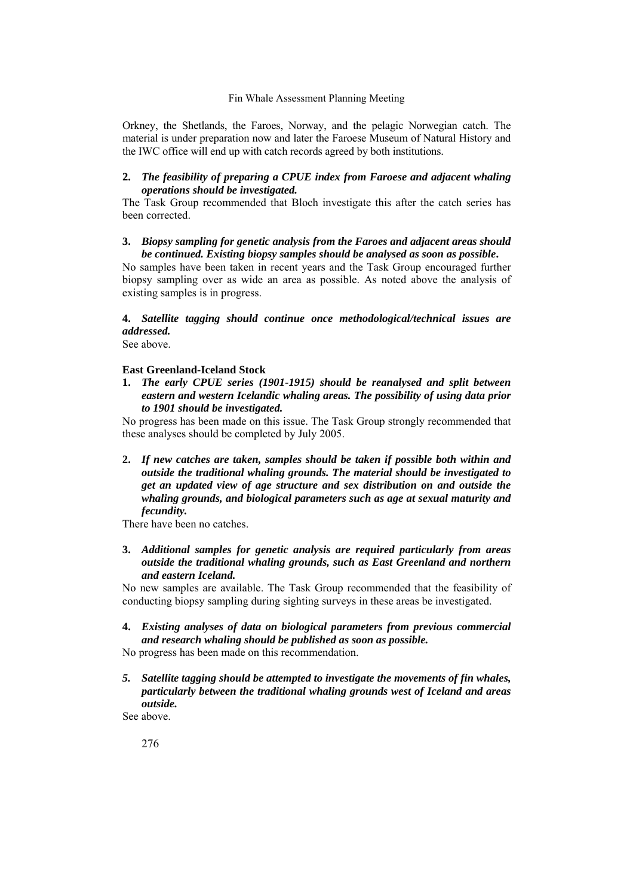Orkney, the Shetlands, the Faroes, Norway, and the pelagic Norwegian catch. The material is under preparation now and later the Faroese Museum of Natural History and the IWC office will end up with catch records agreed by both institutions.

**2.** ***The feasibility of preparing a CPUE index from Faroese and adjacent whaling operations should be investigated.***

The Task Group recommended that Bloch investigate this after the catch series has been corrected.

**3.** ***Biopsy sampling for genetic analysis from the Faroes and adjacent areas should be continued. Existing biopsy samples should be analysed as soon as possible.***

No samples have been taken in recent years and the Task Group encouraged further biopsy sampling over as wide an area as possible. As noted above the analysis of existing samples is in progress.

**4.** ***Satellite tagging should continue once methodological/technical issues are addressed.***

See above.

**East Greenland-Iceland Stock**

**1.** ***The early CPUE series (1901-1915) should be reanalysed and split between eastern and western Icelandic whaling areas. The possibility of using data prior to 1901 should be investigated.***

No progress has been made on this issue. The Task Group strongly recommended that these analyses should be completed by July 2005.

**2.** ***If new catches are taken, samples should be taken if possible both within and outside the traditional whaling grounds. The material should be investigated to get an updated view of age structure and sex distribution on and outside the whaling grounds, and biological parameters such as age at sexual maturity and fecundity.***

There have been no catches.

**3.** ***Additional samples for genetic analysis are required particularly from areas outside the traditional whaling grounds, such as East Greenland and northern and eastern Iceland.***

No new samples are available. The Task Group recommended that the feasibility of conducting biopsy sampling during sighting surveys in these areas be investigated.

**4.** ***Existing analyses of data on biological parameters from previous commercial and research whaling should be published as soon as possible.***

No progress has been made on this recommendation.

***5. Satellite tagging should be attempted to investigate the movements of fin whales, particularly between the traditional whaling grounds west of Iceland and areas outside.***

See above.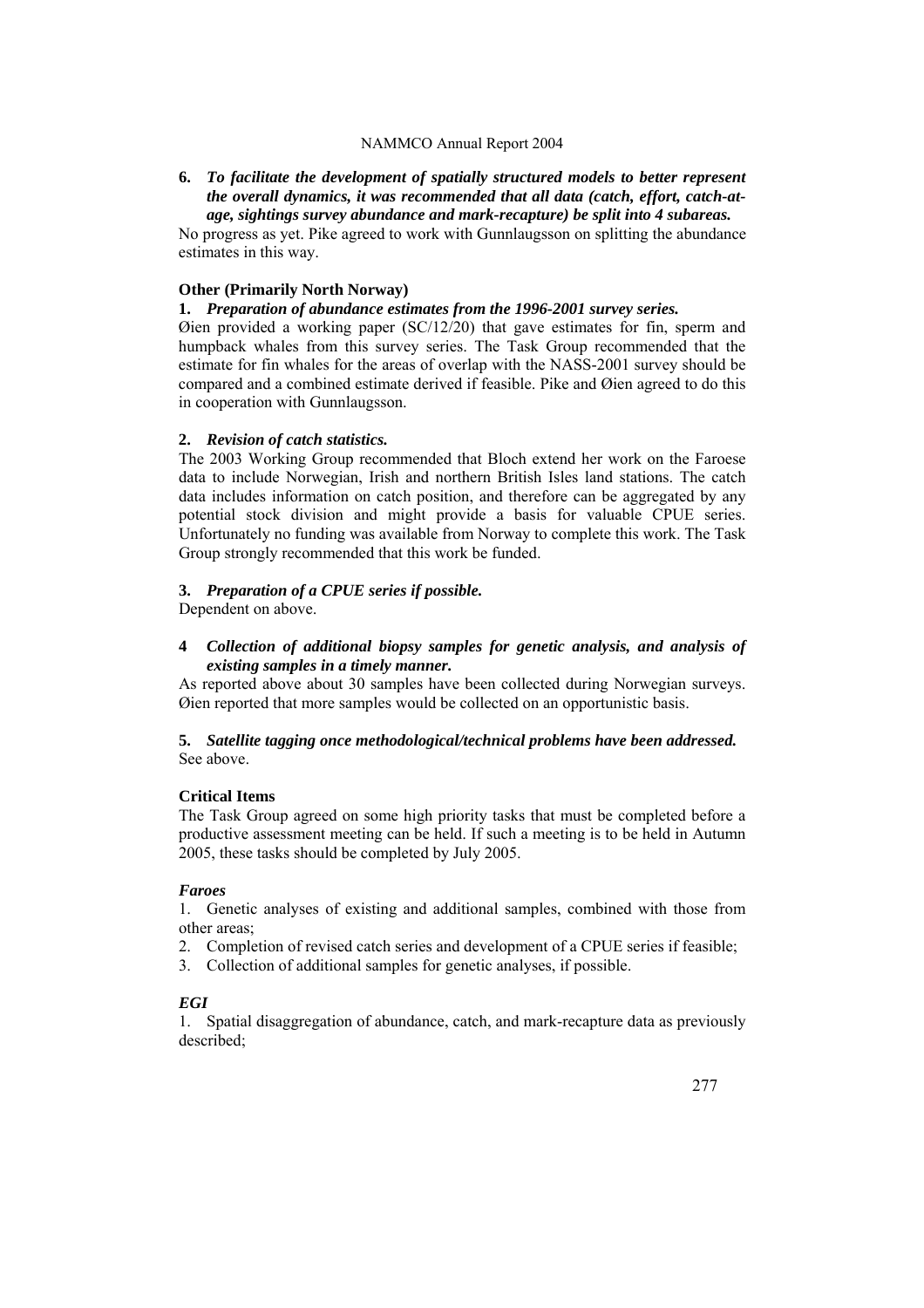**6.** ***To facilitate the development of spatially structured models to better represent the overall dynamics, it was recommended that all data (catch, effort, catch-at-age, sightings survey abundance and mark-recapture) be split into 4 subareas.***

No progress as yet. Pike agreed to work with Gunnlaugsson on splitting the abundance estimates in this way.

**Other (Primarily North Norway)**

**1.** ***Preparation of abundance estimates from the 1996-2001 survey series.***

Øien provided a working paper (SC/12/20) that gave estimates for fin, sperm and humpback whales from this survey series. The Task Group recommended that the estimate for fin whales for the areas of overlap with the NASS-2001 survey should be compared and a combined estimate derived if feasible. Pike and Øien agreed to do this in cooperation with Gunnlaugsson.

**2.** ***Revision of catch statistics.***

The 2003 Working Group recommended that Bloch extend her work on the Faroese data to include Norwegian, Irish and northern British Isles land stations. The catch data includes information on catch position, and therefore can be aggregated by any potential stock division and might provide a basis for valuable CPUE series. Unfortunately no funding was available from Norway to complete this work. The Task Group strongly recommended that this work be funded.

**3.** ***Preparation of a CPUE series if possible.***

Dependent on above.

**4** ***Collection of additional biopsy samples for genetic analysis, and analysis of existing samples in a timely manner.***

As reported above about 30 samples have been collected during Norwegian surveys. Øien reported that more samples would be collected on an opportunistic basis.

**5.** ***Satellite tagging once methodological/technical problems have been addressed.***

See above.

**Critical Items**

The Task Group agreed on some high priority tasks that must be completed before a productive assessment meeting can be held. If such a meeting is to be held in Autumn 2005, these tasks should be completed by July 2005.

***Faroes***

1. Genetic analyses of existing and additional samples, combined with those from other areas;
2. Completion of revised catch series and development of a CPUE series if feasible;
3. Collection of additional samples for genetic analyses, if possible.

***EGI***

1. Spatial disaggregation of abundance, catch, and mark-recapture data as previously described;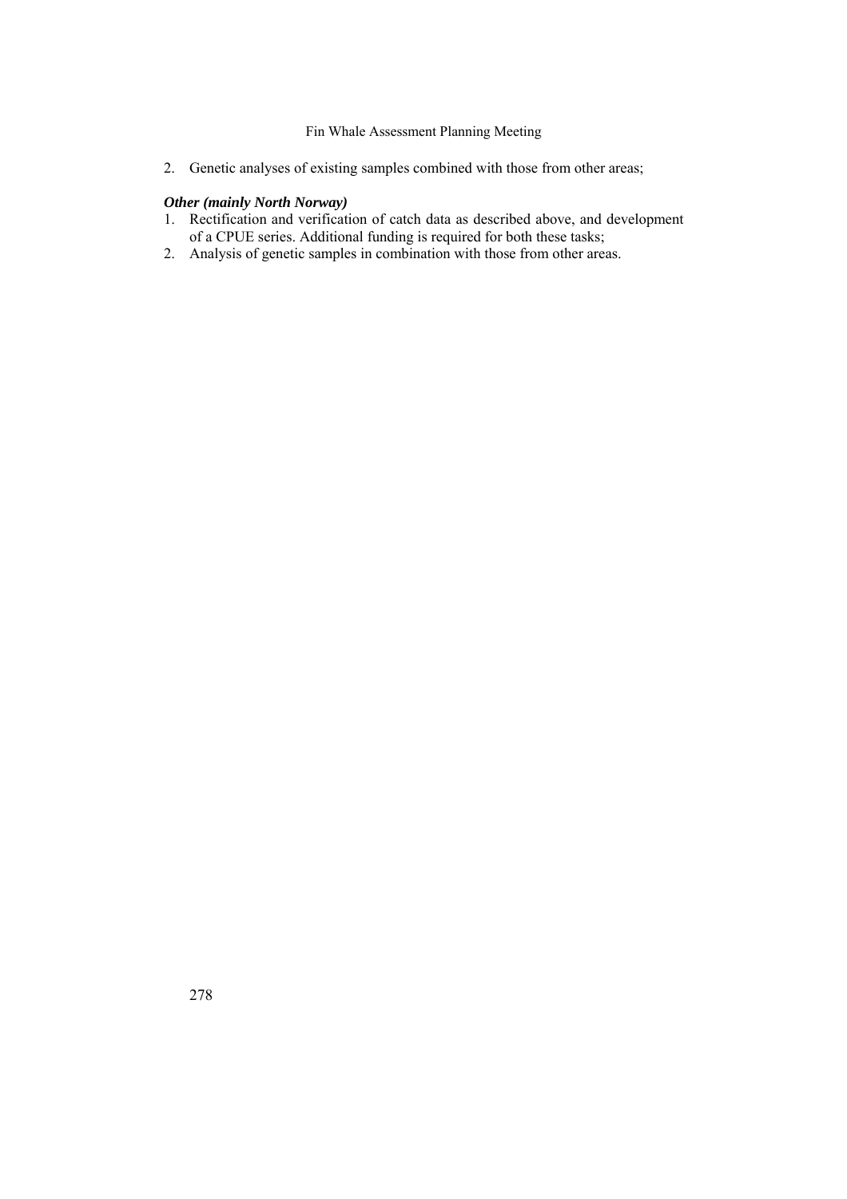2. Genetic analyses of existing samples combined with those from other areas;

***Other (mainly North Norway)***

1. Rectification and verification of catch data as described above, and development of a CPUE series. Additional funding is required for both these tasks;
2. Analysis of genetic samples in combination with those from other areas.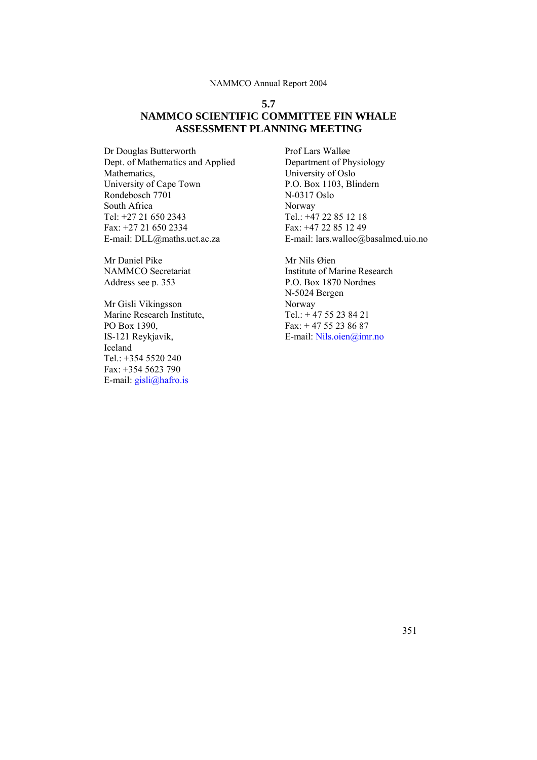## 5.7
## NAMMCO SCIENTIFIC COMMITTEE FIN WHALE ASSESSMENT PLANNING MEETING

Dr Douglas Butterworth
Dept. of Mathematics and Applied Mathematics,
University of Cape Town
Rondebosch 7701
South Africa
Tel: +27 21 650 2343
Fax: +27 21 650 2334
E-mail: DLL@maths.uct.ac.za

Mr Daniel Pike
NAMMCO Secretariat
Address see p. 353

Mr Gisli Vikingsson
Marine Research Institute,
PO Box 1390,
IS-121 Reykjavik,
Iceland
Tel.: +354 5520 240
Fax: +354 5623 790
E-mail: gisli@hafro.is

Prof Lars Walløe
Department of Physiology
University of Oslo
P.O. Box 1103, Blindern
N-0317 Oslo
Norway
Tel.: +47 22 85 12 18
Fax: +47 22 85 12 49
E-mail: lars.walloe@basalmed.uio.no

Mr Nils Øien
Institute of Marine Research
P.O. Box 1870 Nordnes
N-5024 Bergen
Norway
Tel.: + 47 55 23 84 21
Fax: + 47 55 23 86 87
E-mail: Nils.oien@imr.no